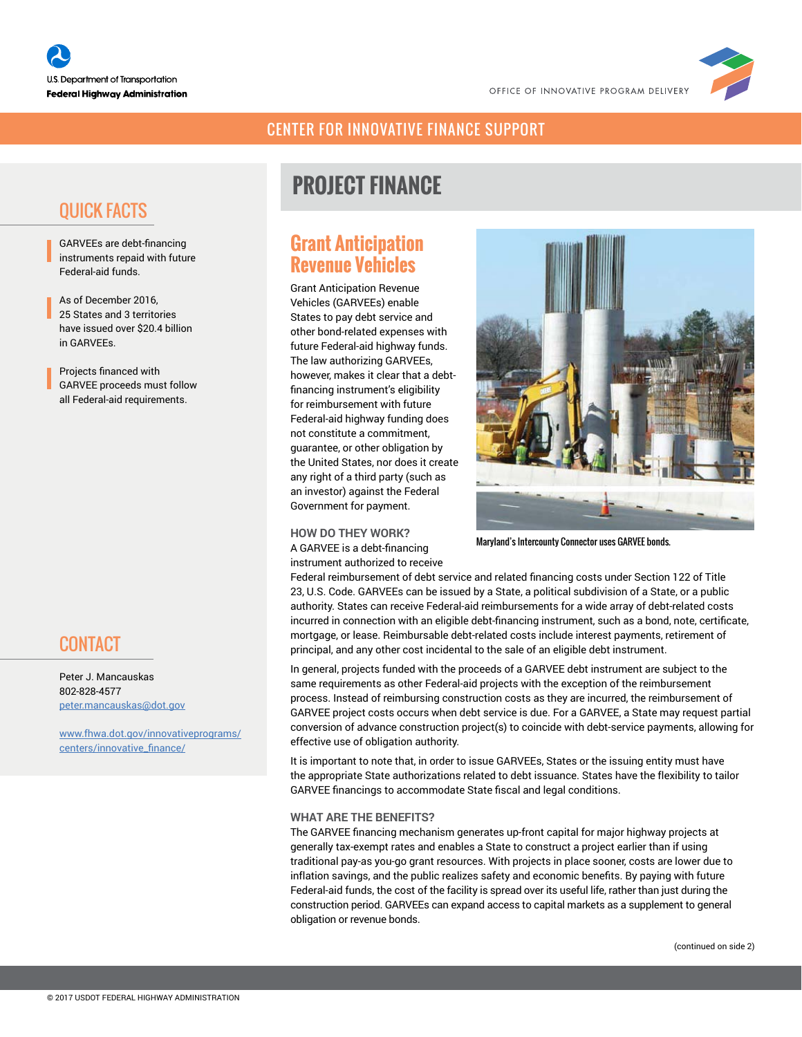U.S. Department of Transportation
**Federal Highway Administration**

OFFICE OF INNOVATIVE PROGRAM DELIVERY

CENTER FOR INNOVATIVE FINANCE SUPPORT

## QUICK FACTS

- GARVEEs are debt-financing instruments repaid with future Federal-aid funds.
- As of December 2016, 25 States and 3 territories have issued over $20.4 billion in GARVEEs.
- Projects financed with GARVEE proceeds must follow all Federal-aid requirements.

## CONTACT

Peter J. Mancauskas
802-828-4577
peter.mancauskas@dot.gov

www.fhwa.dot.gov/innovativeprograms/centers/innovative_finance/

# PROJECT FINANCE

## Grant Anticipation Revenue Vehicles

Grant Anticipation Revenue Vehicles (GARVEEs) enable States to pay debt service and other bond-related expenses with future Federal-aid highway funds. The law authorizing GARVEEs, however, makes it clear that a debt-financing instrument's eligibility for reimbursement with future Federal-aid highway funding does not constitute a commitment, guarantee, or other obligation by the United States, nor does it create any right of a third party (such as an investor) against the Federal Government for payment.

Maryland's Intercounty Connector uses GARVEE bonds.

### HOW DO THEY WORK?

A GARVEE is a debt-financing instrument authorized to receive Federal reimbursement of debt service and related financing costs under Section 122 of Title 23, U.S. Code. GARVEEs can be issued by a State, a political subdivision of a State, or a public authority. States can receive Federal-aid reimbursements for a wide array of debt-related costs incurred in connection with an eligible debt-financing instrument, such as a bond, note, certificate, mortgage, or lease. Reimbursable debt-related costs include interest payments, retirement of principal, and any other cost incidental to the sale of an eligible debt instrument.

In general, projects funded with the proceeds of a GARVEE debt instrument are subject to the same requirements as other Federal-aid projects with the exception of the reimbursement process. Instead of reimbursing construction costs as they are incurred, the reimbursement of GARVEE project costs occurs when debt service is due. For a GARVEE, a State may request partial conversion of advance construction project(s) to coincide with debt-service payments, allowing for effective use of obligation authority.

It is important to note that, in order to issue GARVEEs, States or the issuing entity must have the appropriate State authorizations related to debt issuance. States have the flexibility to tailor GARVEE financings to accommodate State fiscal and legal conditions.

### WHAT ARE THE BENEFITS?

The GARVEE financing mechanism generates up-front capital for major highway projects at generally tax-exempt rates and enables a State to construct a project earlier than if using traditional pay-as you-go grant resources. With projects in place sooner, costs are lower due to inflation savings, and the public realizes safety and economic benefits. By paying with future Federal-aid funds, the cost of the facility is spread over its useful life, rather than just during the construction period. GARVEEs can expand access to capital markets as a supplement to general obligation or revenue bonds.

(continued on side 2)

© 2017 USDOT FEDERAL HIGHWAY ADMINISTRATION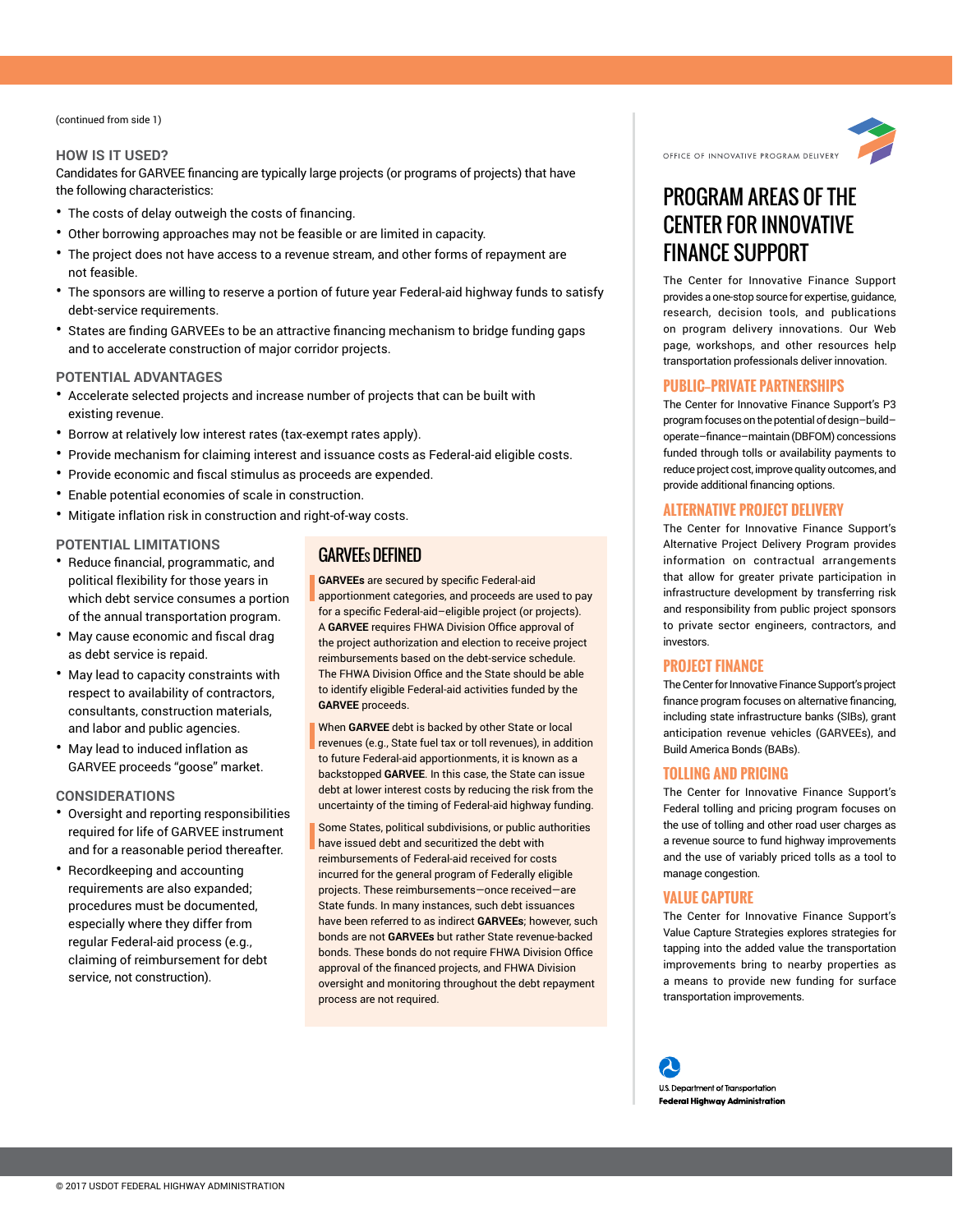(continued from side 1)

## HOW IS IT USED?

Candidates for GARVEE financing are typically large projects (or programs of projects) that have the following characteristics:

- The costs of delay outweigh the costs of financing.
- Other borrowing approaches may not be feasible or are limited in capacity.
- The project does not have access to a revenue stream, and other forms of repayment are not feasible.
- The sponsors are willing to reserve a portion of future year Federal-aid highway funds to satisfy debt-service requirements.
- States are finding GARVEEs to be an attractive financing mechanism to bridge funding gaps and to accelerate construction of major corridor projects.

## POTENTIAL ADVANTAGES

- Accelerate selected projects and increase number of projects that can be built with existing revenue.
- Borrow at relatively low interest rates (tax-exempt rates apply).
- Provide mechanism for claiming interest and issuance costs as Federal-aid eligible costs.
- Provide economic and fiscal stimulus as proceeds are expended.
- Enable potential economies of scale in construction.
- Mitigate inflation risk in construction and right-of-way costs.

## POTENTIAL LIMITATIONS

- Reduce financial, programmatic, and political flexibility for those years in which debt service consumes a portion of the annual transportation program.
- May cause economic and fiscal drag as debt service is repaid.
- May lead to capacity constraints with respect to availability of contractors, consultants, construction materials, and labor and public agencies.
- May lead to induced inflation as GARVEE proceeds "goose" market.

## CONSIDERATIONS

- Oversight and reporting responsibilities required for life of GARVEE instrument and for a reasonable period thereafter.
- Recordkeeping and accounting requirements are also expanded; procedures must be documented, especially where they differ from regular Federal-aid process (e.g., claiming of reimbursement for debt service, not construction).

## GARVEEs DEFINED

**GARVEEs** are secured by specific Federal-aid apportionment categories, and proceeds are used to pay for a specific Federal-aid–eligible project (or projects). A **GARVEE** requires FHWA Division Office approval of the project authorization and election to receive project reimbursements based on the debt-service schedule. The FHWA Division Office and the State should be able to identify eligible Federal-aid activities funded by the **GARVEE** proceeds.

When **GARVEE** debt is backed by other State or local revenues (e.g., State fuel tax or toll revenues), in addition to future Federal-aid apportionments, it is known as a backstopped **GARVEE**. In this case, the State can issue debt at lower interest costs by reducing the risk from the uncertainty of the timing of Federal-aid highway funding.

Some States, political subdivisions, or public authorities have issued debt and securitized the debt with reimbursements of Federal-aid received for costs incurred for the general program of Federally eligible projects. These reimbursements—once received—are State funds. In many instances, such debt issuances have been referred to as indirect **GARVEEs**; however, such bonds are not **GARVEEs** but rather State revenue-backed bonds. These bonds do not require FHWA Division Office approval of the financed projects, and FHWA Division oversight and monitoring throughout the debt repayment process are not required.

OFFICE OF INNOVATIVE PROGRAM DELIVERY

# PROGRAM AREAS OF THE CENTER FOR INNOVATIVE FINANCE SUPPORT

The Center for Innovative Finance Support provides a one-stop source for expertise, guidance, research, decision tools, and publications on program delivery innovations. Our Web page, workshops, and other resources help transportation professionals deliver innovation.

## PUBLIC–PRIVATE PARTNERSHIPS

The Center for Innovative Finance Support's P3 program focuses on the potential of design–build–operate–finance–maintain (DBFOM) concessions funded through tolls or availability payments to reduce project cost, improve quality outcomes, and provide additional financing options.

## ALTERNATIVE PROJECT DELIVERY

The Center for Innovative Finance Support's Alternative Project Delivery Program provides information on contractual arrangements that allow for greater private participation in infrastructure development by transferring risk and responsibility from public project sponsors to private sector engineers, contractors, and investors.

## PROJECT FINANCE

The Center for Innovative Finance Support's project finance program focuses on alternative financing, including state infrastructure banks (SIBs), grant anticipation revenue vehicles (GARVEEs), and Build America Bonds (BABs).

## TOLLING AND PRICING

The Center for Innovative Finance Support's Federal tolling and pricing program focuses on the use of tolling and other road user charges as a revenue source to fund highway improvements and the use of variably priced tolls as a tool to manage congestion.

## VALUE CAPTURE

The Center for Innovative Finance Support's Value Capture Strategies explores strategies for tapping into the added value the transportation improvements bring to nearby properties as a means to provide new funding for surface transportation improvements.

U.S. Department of Transportation
**Federal Highway Administration**

© 2017 USDOT FEDERAL HIGHWAY ADMINISTRATION